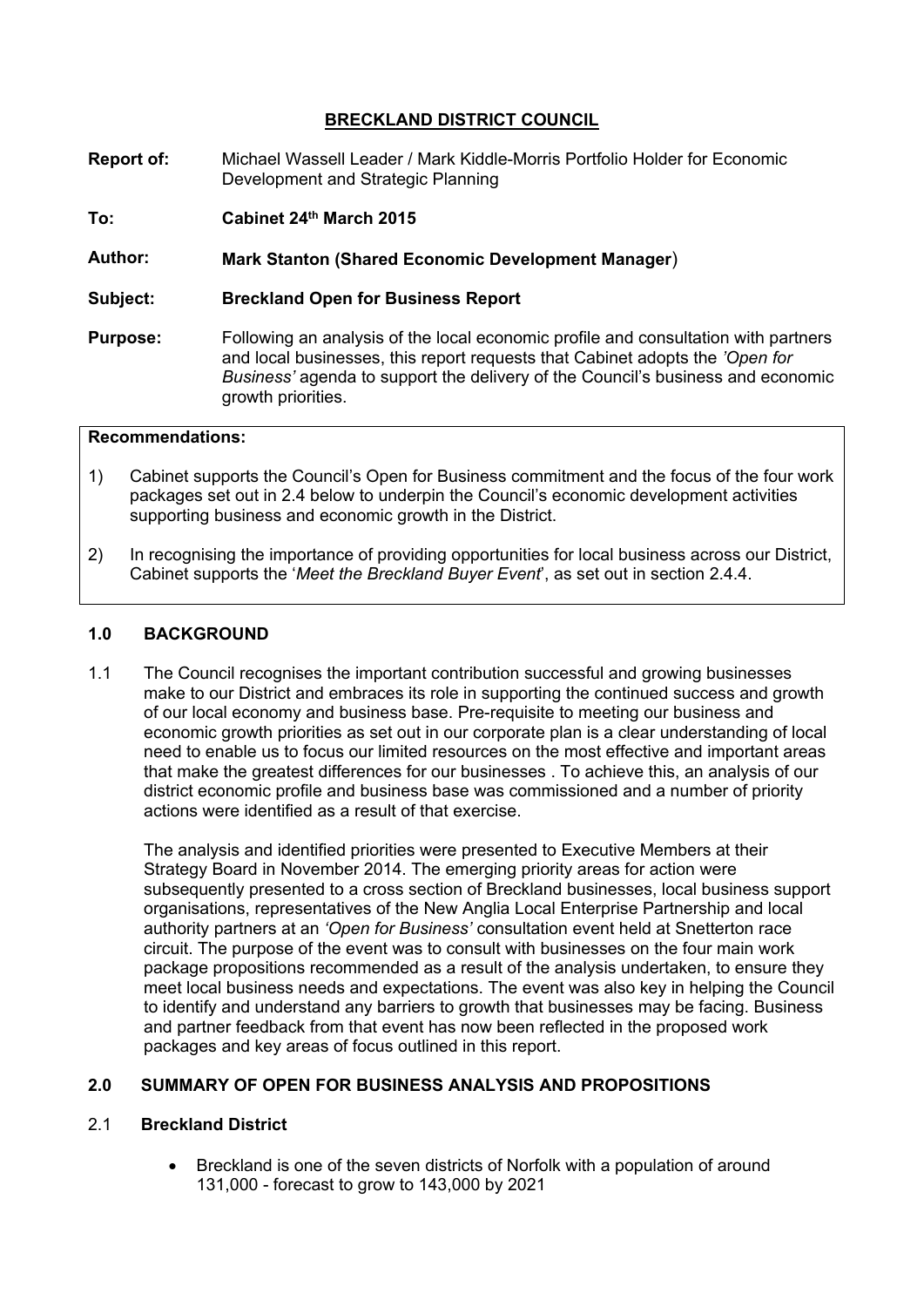# BRECKLAND DISTRICT COUNCIL

**Report of:** Michael Wassell Leader / Mark Kiddle-Morris Portfolio Holder for Economic Development and Strategic Planning

**To:** **Cabinet 24th March 2015**

**Author:** **Mark Stanton (Shared Economic Development Manager)**

**Subject:** **Breckland Open for Business Report**

**Purpose:** Following an analysis of the local economic profile and consultation with partners and local businesses, this report requests that Cabinet adopts the *'Open for Business'* agenda to support the delivery of the Council's business and economic growth priorities.

**Recommendations:**

1) Cabinet supports the Council's Open for Business commitment and the focus of the four work packages set out in 2.4 below to underpin the Council's economic development activities supporting business and economic growth in the District.

2) In recognising the importance of providing opportunities for local business across our District, Cabinet supports the '*Meet the Breckland Buyer Event*', as set out in section 2.4.4.

## 1.0 BACKGROUND

1.1 The Council recognises the important contribution successful and growing businesses make to our District and embraces its role in supporting the continued success and growth of our local economy and business base. Pre-requisite to meeting our business and economic growth priorities as set out in our corporate plan is a clear understanding of local need to enable us to focus our limited resources on the most effective and important areas that make the greatest differences for our businesses . To achieve this, an analysis of our district economic profile and business base was commissioned and a number of priority actions were identified as a result of that exercise.

The analysis and identified priorities were presented to Executive Members at their Strategy Board in November 2014. The emerging priority areas for action were subsequently presented to a cross section of Breckland businesses, local business support organisations, representatives of the New Anglia Local Enterprise Partnership and local authority partners at an *'Open for Business'* consultation event held at Snetterton race circuit. The purpose of the event was to consult with businesses on the four main work package propositions recommended as a result of the analysis undertaken, to ensure they meet local business needs and expectations. The event was also key in helping the Council to identify and understand any barriers to growth that businesses may be facing. Business and partner feedback from that event has now been reflected in the proposed work packages and key areas of focus outlined in this report.

## 2.0 SUMMARY OF OPEN FOR BUSINESS ANALYSIS AND PROPOSITIONS

### 2.1 Breckland District

- Breckland is one of the seven districts of Norfolk with a population of around 131,000 - forecast to grow to 143,000 by 2021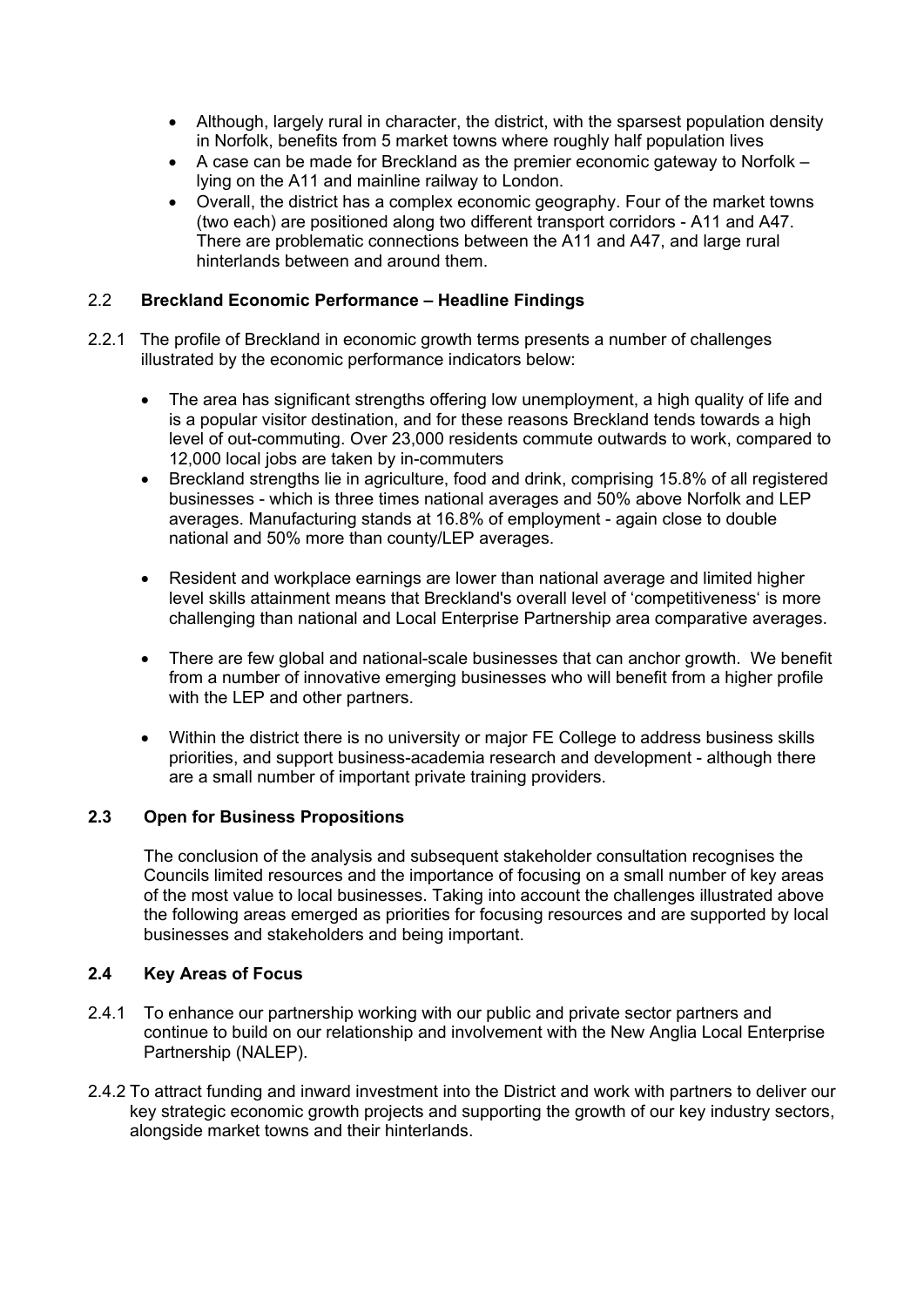- Although, largely rural in character, the district, with the sparsest population density in Norfolk, benefits from 5 market towns where roughly half population lives
- A case can be made for Breckland as the premier economic gateway to Norfolk – lying on the A11 and mainline railway to London.
- Overall, the district has a complex economic geography. Four of the market towns (two each) are positioned along two different transport corridors - A11 and A47. There are problematic connections between the A11 and A47, and large rural hinterlands between and around them.

## 2.2 Breckland Economic Performance – Headline Findings

2.2.1 The profile of Breckland in economic growth terms presents a number of challenges illustrated by the economic performance indicators below:

- The area has significant strengths offering low unemployment, a high quality of life and is a popular visitor destination, and for these reasons Breckland tends towards a high level of out-commuting. Over 23,000 residents commute outwards to work, compared to 12,000 local jobs are taken by in-commuters
- Breckland strengths lie in agriculture, food and drink, comprising 15.8% of all registered businesses - which is three times national averages and 50% above Norfolk and LEP averages. Manufacturing stands at 16.8% of employment - again close to double national and 50% more than county/LEP averages.
- Resident and workplace earnings are lower than national average and limited higher level skills attainment means that Breckland's overall level of 'competitiveness' is more challenging than national and Local Enterprise Partnership area comparative averages.
- There are few global and national-scale businesses that can anchor growth. We benefit from a number of innovative emerging businesses who will benefit from a higher profile with the LEP and other partners.
- Within the district there is no university or major FE College to address business skills priorities, and support business-academia research and development - although there are a small number of important private training providers.

## 2.3 Open for Business Propositions

The conclusion of the analysis and subsequent stakeholder consultation recognises the Councils limited resources and the importance of focusing on a small number of key areas of the most value to local businesses. Taking into account the challenges illustrated above the following areas emerged as priorities for focusing resources and are supported by local businesses and stakeholders and being important.

## 2.4 Key Areas of Focus

2.4.1 To enhance our partnership working with our public and private sector partners and continue to build on our relationship and involvement with the New Anglia Local Enterprise Partnership (NALEP).

2.4.2 To attract funding and inward investment into the District and work with partners to deliver our key strategic economic growth projects and supporting the growth of our key industry sectors, alongside market towns and their hinterlands.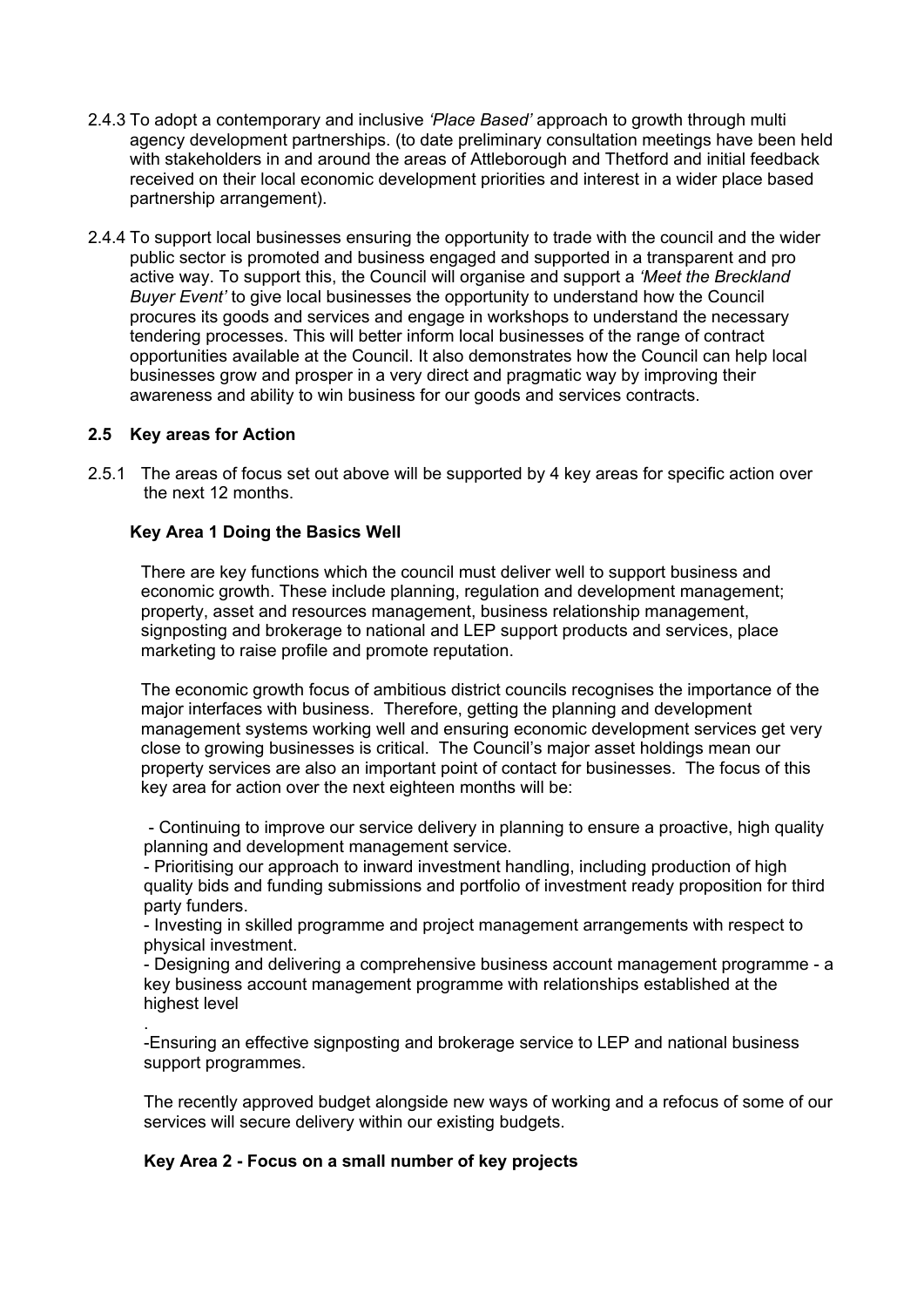2.4.3 To adopt a contemporary and inclusive *'Place Based'* approach to growth through multi agency development partnerships. (to date preliminary consultation meetings have been held with stakeholders in and around the areas of Attleborough and Thetford and initial feedback received on their local economic development priorities and interest in a wider place based partnership arrangement).

2.4.4 To support local businesses ensuring the opportunity to trade with the council and the wider public sector is promoted and business engaged and supported in a transparent and pro active way. To support this, the Council will organise and support a *'Meet the Breckland Buyer Event'* to give local businesses the opportunity to understand how the Council procures its goods and services and engage in workshops to understand the necessary tendering processes. This will better inform local businesses of the range of contract opportunities available at the Council. It also demonstrates how the Council can help local businesses grow and prosper in a very direct and pragmatic way by improving their awareness and ability to win business for our goods and services contracts.

### 2.5 Key areas for Action

2.5.1 The areas of focus set out above will be supported by 4 key areas for specific action over the next 12 months.

**Key Area 1 Doing the Basics Well**

There are key functions which the council must deliver well to support business and economic growth. These include planning, regulation and development management; property, asset and resources management, business relationship management, signposting and brokerage to national and LEP support products and services, place marketing to raise profile and promote reputation.

The economic growth focus of ambitious district councils recognises the importance of the major interfaces with business. Therefore, getting the planning and development management systems working well and ensuring economic development services get very close to growing businesses is critical. The Council's major asset holdings mean our property services are also an important point of contact for businesses. The focus of this key area for action over the next eighteen months will be:

- Continuing to improve our service delivery in planning to ensure a proactive, high quality planning and development management service.
- Prioritising our approach to inward investment handling, including production of high quality bids and funding submissions and portfolio of investment ready proposition for third party funders.
- Investing in skilled programme and project management arrangements with respect to physical investment.
- Designing and delivering a comprehensive business account management programme - a key business account management programme with relationships established at the highest level
- Ensuring an effective signposting and brokerage service to LEP and national business support programmes.

The recently approved budget alongside new ways of working and a refocus of some of our services will secure delivery within our existing budgets.

**Key Area 2 - Focus on a small number of key projects**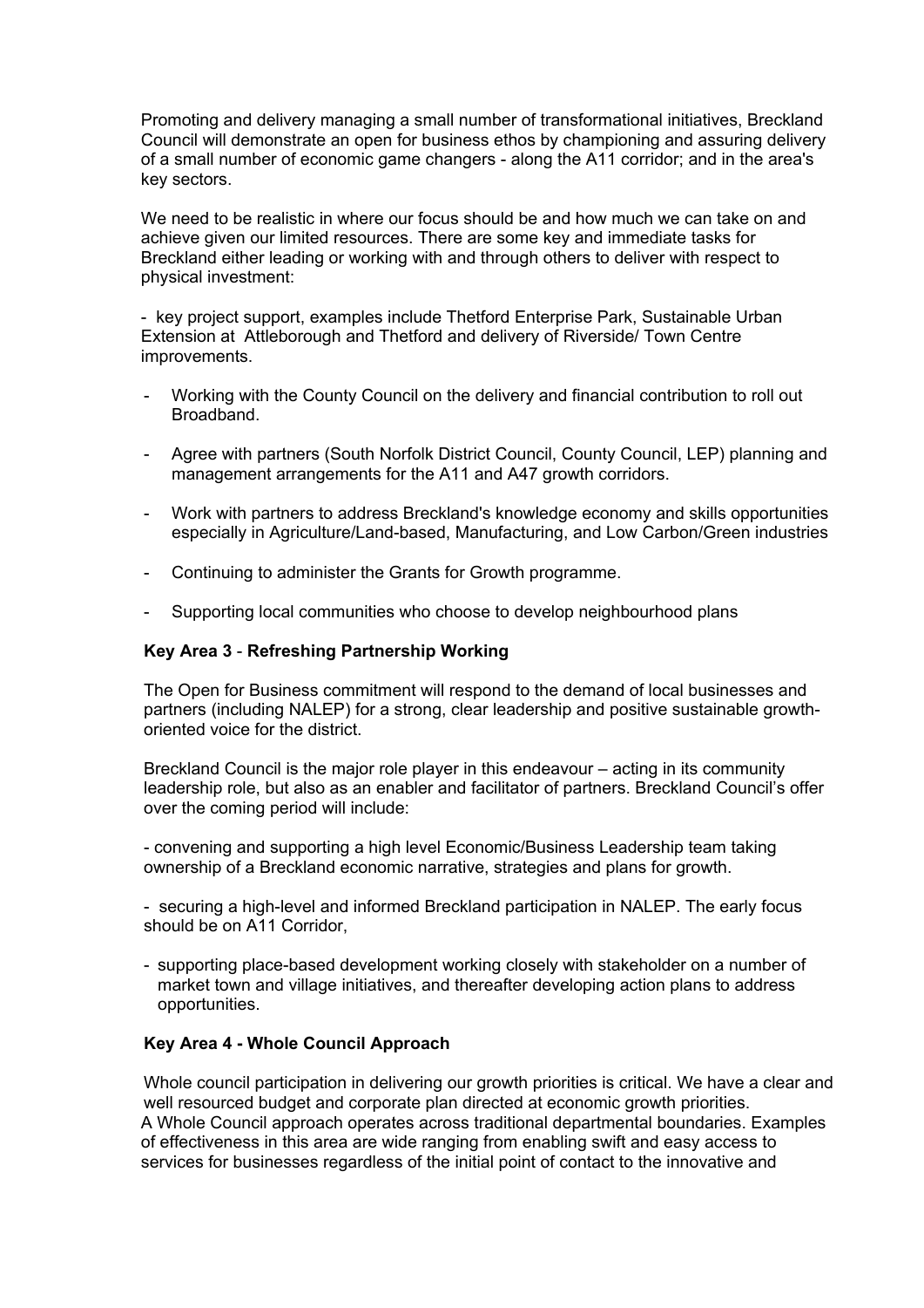Promoting and delivery managing a small number of transformational initiatives, Breckland Council will demonstrate an open for business ethos by championing and assuring delivery of a small number of economic game changers - along the A11 corridor; and in the area's key sectors.

We need to be realistic in where our focus should be and how much we can take on and achieve given our limited resources. There are some key and immediate tasks for Breckland either leading or working with and through others to deliver with respect to physical investment:

- key project support, examples include Thetford Enterprise Park, Sustainable Urban Extension at Attleborough and Thetford and delivery of Riverside/ Town Centre improvements.
- Working with the County Council on the delivery and financial contribution to roll out Broadband.
- Agree with partners (South Norfolk District Council, County Council, LEP) planning and management arrangements for the A11 and A47 growth corridors.
- Work with partners to address Breckland's knowledge economy and skills opportunities especially in Agriculture/Land-based, Manufacturing, and Low Carbon/Green industries
- Continuing to administer the Grants for Growth programme.
- Supporting local communities who choose to develop neighbourhood plans

**Key Area 3** - **Refreshing Partnership Working**

The Open for Business commitment will respond to the demand of local businesses and partners (including NALEP) for a strong, clear leadership and positive sustainable growth-oriented voice for the district.

Breckland Council is the major role player in this endeavour – acting in its community leadership role, but also as an enabler and facilitator of partners. Breckland Council's offer over the coming period will include:

- convening and supporting a high level Economic/Business Leadership team taking ownership of a Breckland economic narrative, strategies and plans for growth.
- securing a high-level and informed Breckland participation in NALEP. The early focus should be on A11 Corridor,
- supporting place-based development working closely with stakeholder on a number of market town and village initiatives, and thereafter developing action plans to address opportunities.

**Key Area 4 - Whole Council Approach**

Whole council participation in delivering our growth priorities is critical. We have a clear and well resourced budget and corporate plan directed at economic growth priorities.
A Whole Council approach operates across traditional departmental boundaries. Examples of effectiveness in this area are wide ranging from enabling swift and easy access to services for businesses regardless of the initial point of contact to the innovative and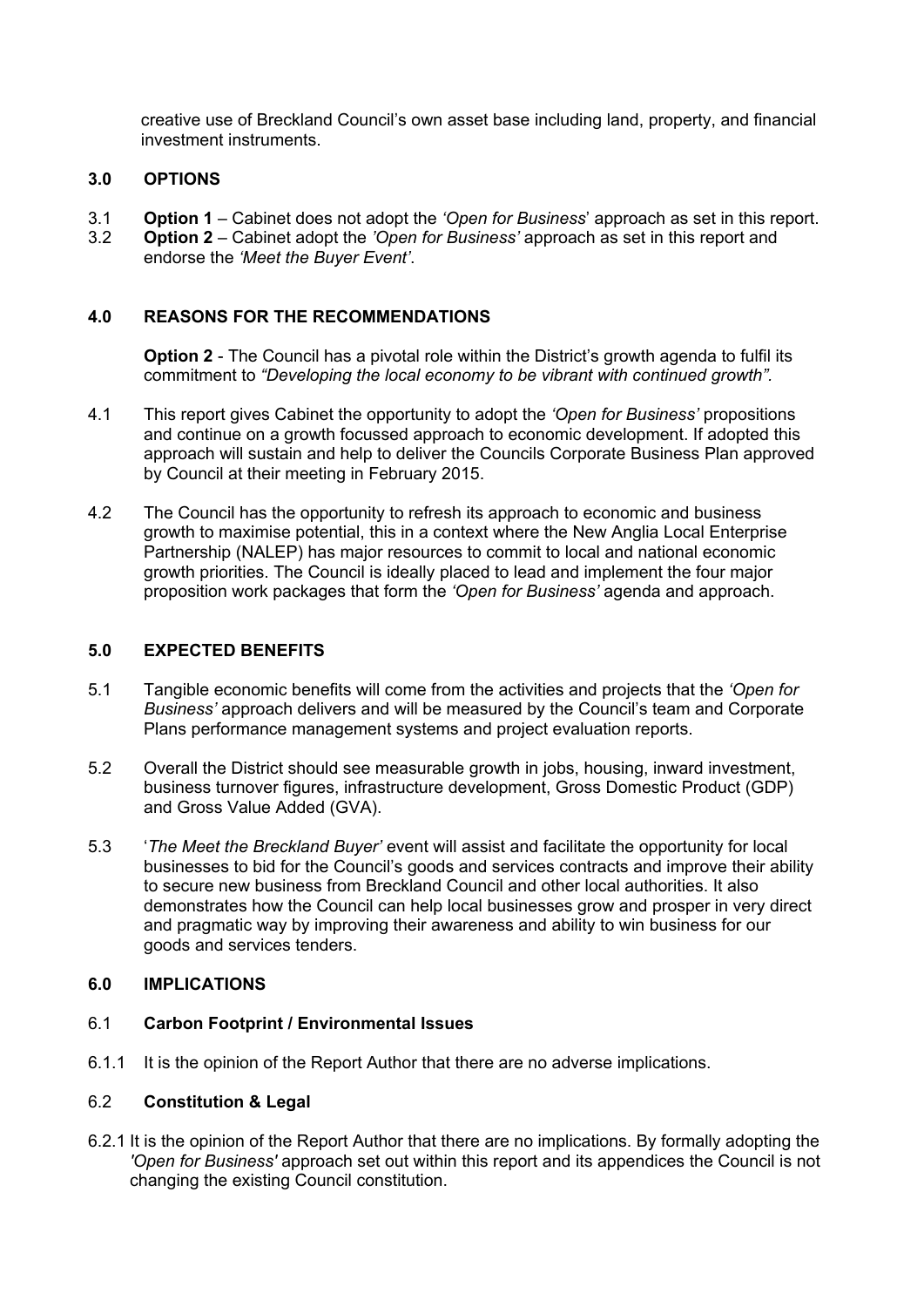creative use of Breckland Council's own asset base including land, property, and financial investment instruments.

## 3.0 OPTIONS

3.1 **Option 1** – Cabinet does not adopt the *'Open for Business*' approach as set in this report.
3.2 **Option 2** – Cabinet adopt the *'Open for Business'* approach as set in this report and endorse the *'Meet the Buyer Event'*.

## 4.0 REASONS FOR THE RECOMMENDATIONS

**Option 2** - The Council has a pivotal role within the District's growth agenda to fulfil its commitment to *"Developing the local economy to be vibrant with continued growth"*.

4.1 This report gives Cabinet the opportunity to adopt the *'Open for Business'* propositions and continue on a growth focussed approach to economic development. If adopted this approach will sustain and help to deliver the Councils Corporate Business Plan approved by Council at their meeting in February 2015.

4.2 The Council has the opportunity to refresh its approach to economic and business growth to maximise potential, this in a context where the New Anglia Local Enterprise Partnership (NALEP) has major resources to commit to local and national economic growth priorities. The Council is ideally placed to lead and implement the four major proposition work packages that form the *'Open for Business'* agenda and approach.

## 5.0 EXPECTED BENEFITS

5.1 Tangible economic benefits will come from the activities and projects that the *'Open for Business'* approach delivers and will be measured by the Council's team and Corporate Plans performance management systems and project evaluation reports.

5.2 Overall the District should see measurable growth in jobs, housing, inward investment, business turnover figures, infrastructure development, Gross Domestic Product (GDP) and Gross Value Added (GVA).

5.3 '*The Meet the Breckland Buyer'* event will assist and facilitate the opportunity for local businesses to bid for the Council's goods and services contracts and improve their ability to secure new business from Breckland Council and other local authorities. It also demonstrates how the Council can help local businesses grow and prosper in very direct and pragmatic way by improving their awareness and ability to win business for our goods and services tenders.

## 6.0 IMPLICATIONS

### 6.1 Carbon Footprint / Environmental Issues

6.1.1 It is the opinion of the Report Author that there are no adverse implications.

### 6.2 Constitution & Legal

6.2.1 It is the opinion of the Report Author that there are no implications. By formally adopting the *'Open for Business'* approach set out within this report and its appendices the Council is not changing the existing Council constitution.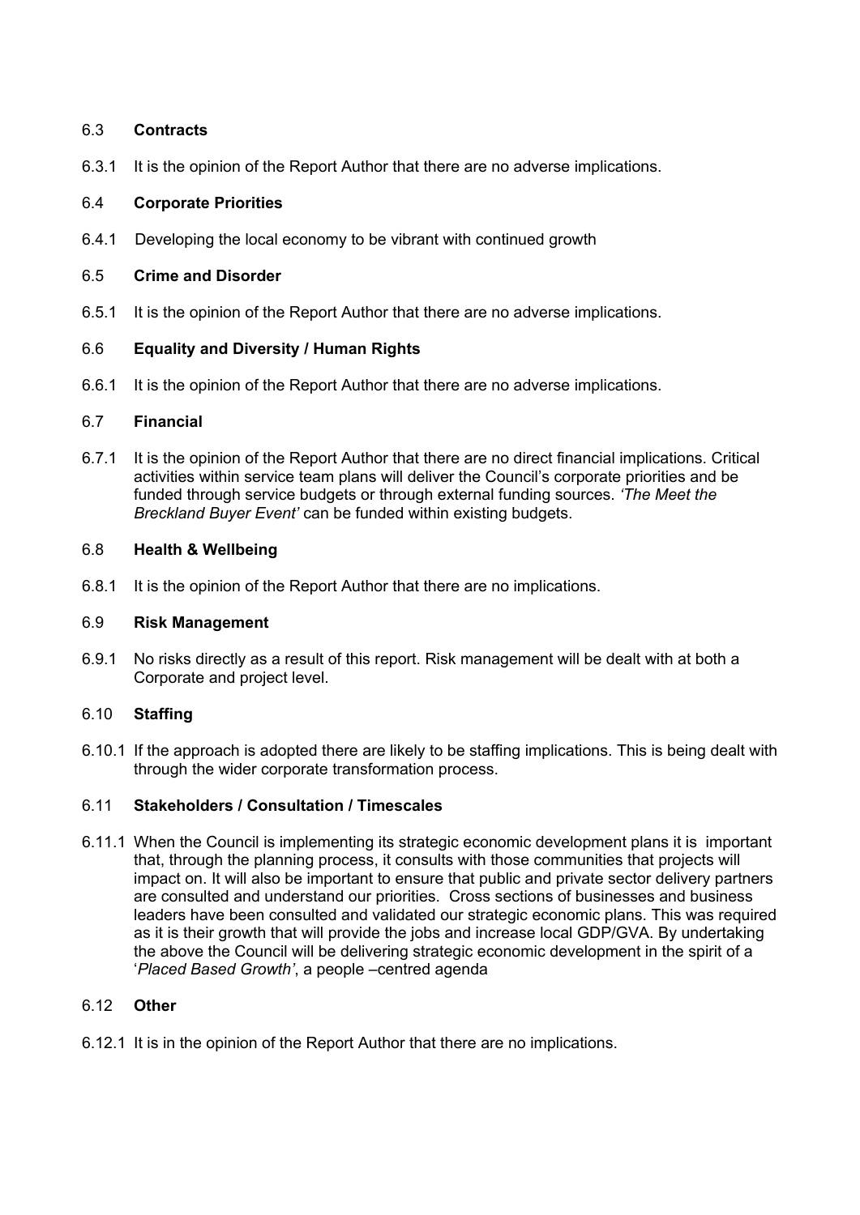### 6.3 **Contracts**

6.3.1 It is the opinion of the Report Author that there are no adverse implications.

### 6.4 **Corporate Priorities**

6.4.1 Developing the local economy to be vibrant with continued growth

### 6.5 **Crime and Disorder**

6.5.1 It is the opinion of the Report Author that there are no adverse implications.

### 6.6 **Equality and Diversity / Human Rights**

6.6.1 It is the opinion of the Report Author that there are no adverse implications.

### 6.7 **Financial**

6.7.1 It is the opinion of the Report Author that there are no direct financial implications. Critical activities within service team plans will deliver the Council's corporate priorities and be funded through service budgets or through external funding sources. *'The Meet the Breckland Buyer Event'* can be funded within existing budgets.

### 6.8 **Health & Wellbeing**

6.8.1 It is the opinion of the Report Author that there are no implications.

### 6.9 **Risk Management**

6.9.1 No risks directly as a result of this report. Risk management will be dealt with at both a Corporate and project level.

### 6.10 **Staffing**

6.10.1 If the approach is adopted there are likely to be staffing implications. This is being dealt with through the wider corporate transformation process.

### 6.11 **Stakeholders / Consultation / Timescales**

6.11.1 When the Council is implementing its strategic economic development plans it is important that, through the planning process, it consults with those communities that projects will impact on. It will also be important to ensure that public and private sector delivery partners are consulted and understand our priorities. Cross sections of businesses and business leaders have been consulted and validated our strategic economic plans. This was required as it is their growth that will provide the jobs and increase local GDP/GVA. By undertaking the above the Council will be delivering strategic economic development in the spirit of a '*Placed Based Growth'*, a people –centred agenda

### 6.12 **Other**

6.12.1 It is in the opinion of the Report Author that there are no implications.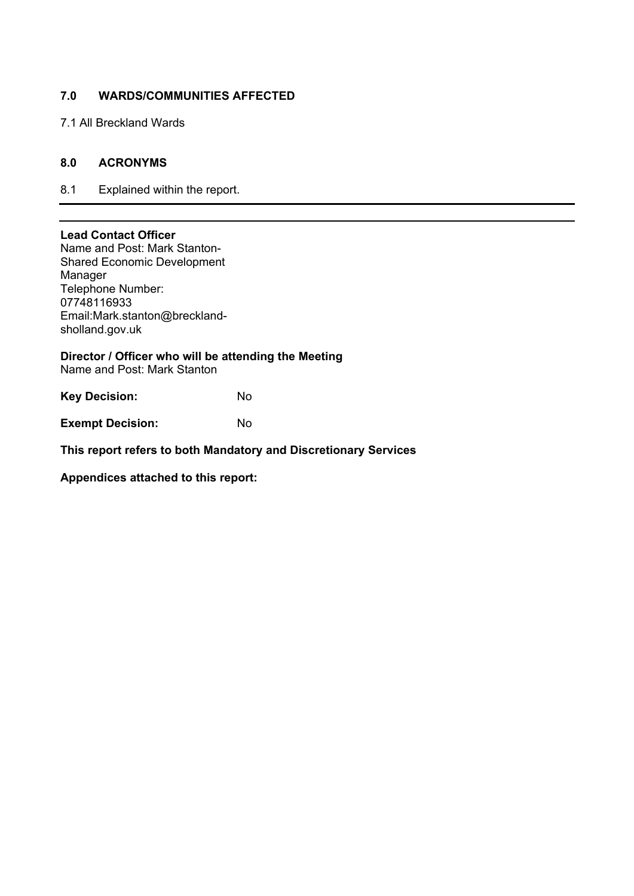### 7.0 WARDS/COMMUNITIES AFFECTED

7.1 All Breckland Wards

### 8.0 ACRONYMS

8.1 Explained within the report.

---

---

**Lead Contact Officer**
Name and Post: Mark Stanton-
Shared Economic Development
Manager
Telephone Number:
07748116933
Email:Mark.stanton@breckland-
sholland.gov.uk

**Director / Officer who will be attending the Meeting**
Name and Post: Mark Stanton

**Key Decision:** No

**Exempt Decision:** No

**This report refers to both Mandatory and Discretionary Services**

**Appendices attached to this report:**